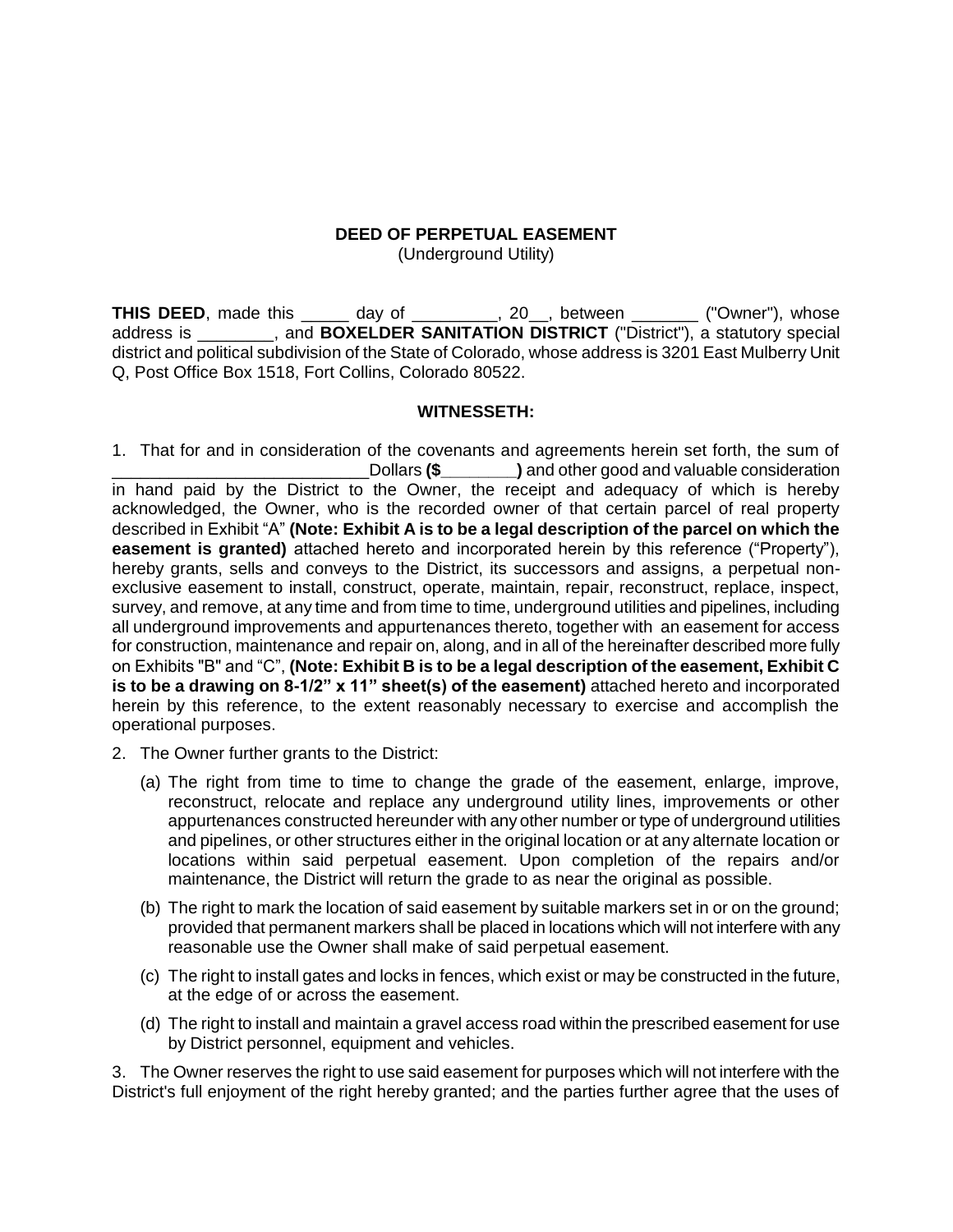**DEED OF PERPETUAL EASEMENT**
(Underground Utility)

**THIS DEED**, made this _____ day of _________, 20__, between _______ ("Owner"), whose address is ________, and **BOXELDER SANITATION DISTRICT** ("District"), a statutory special district and political subdivision of the State of Colorado, whose address is 3201 East Mulberry Unit Q, Post Office Box 1518, Fort Collins, Colorado 80522.

**WITNESSETH:**

1. That for and in consideration of the covenants and agreements herein set forth, the sum of ___________________________Dollars **($________)** and other good and valuable consideration in hand paid by the District to the Owner, the receipt and adequacy of which is hereby acknowledged, the Owner, who is the recorded owner of that certain parcel of real property described in Exhibit "A" **(Note: Exhibit A is to be a legal description of the parcel on which the easement is granted)** attached hereto and incorporated herein by this reference ("Property"), hereby grants, sells and conveys to the District, its successors and assigns, a perpetual non-exclusive easement to install, construct, operate, maintain, repair, reconstruct, replace, inspect, survey, and remove, at any time and from time to time, underground utilities and pipelines, including all underground improvements and appurtenances thereto, together with an easement for access for construction, maintenance and repair on, along, and in all of the hereinafter described more fully on Exhibits "B" and "C", **(Note: Exhibit B is to be a legal description of the easement, Exhibit C is to be a drawing on 8-1/2" x 11" sheet(s) of the easement)** attached hereto and incorporated herein by this reference, to the extent reasonably necessary to exercise and accomplish the operational purposes.

2. The Owner further grants to the District:

   (a) The right from time to time to change the grade of the easement, enlarge, improve, reconstruct, relocate and replace any underground utility lines, improvements or other appurtenances constructed hereunder with any other number or type of underground utilities and pipelines, or other structures either in the original location or at any alternate location or locations within said perpetual easement. Upon completion of the repairs and/or maintenance, the District will return the grade to as near the original as possible.

   (b) The right to mark the location of said easement by suitable markers set in or on the ground; provided that permanent markers shall be placed in locations which will not interfere with any reasonable use the Owner shall make of said perpetual easement.

   (c) The right to install gates and locks in fences, which exist or may be constructed in the future, at the edge of or across the easement.

   (d) The right to install and maintain a gravel access road within the prescribed easement for use by District personnel, equipment and vehicles.

3. The Owner reserves the right to use said easement for purposes which will not interfere with the District's full enjoyment of the right hereby granted; and the parties further agree that the uses of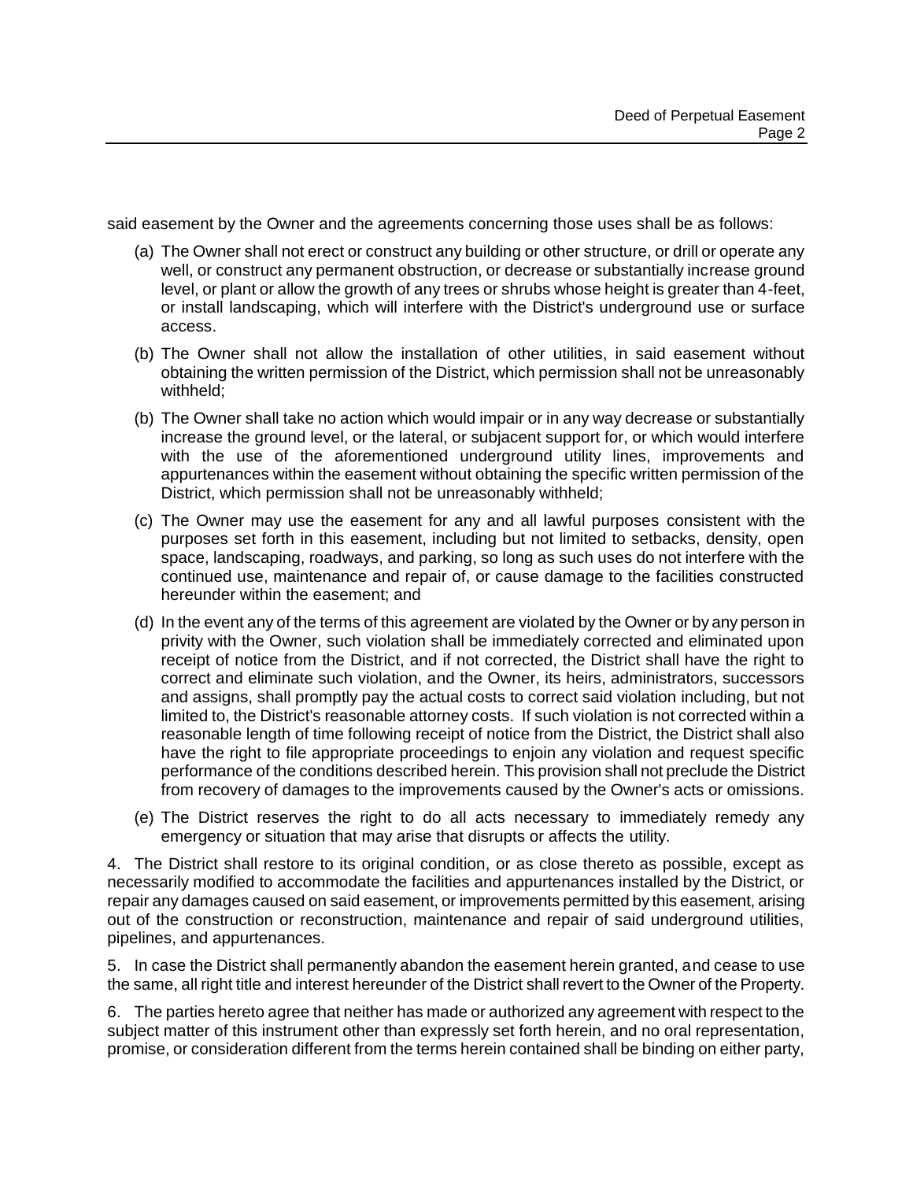said easement by the Owner and the agreements concerning those uses shall be as follows:

(a) The Owner shall not erect or construct any building or other structure, or drill or operate any well, or construct any permanent obstruction, or decrease or substantially increase ground level, or plant or allow the growth of any trees or shrubs whose height is greater than 4-feet, or install landscaping, which will interfere with the District's underground use or surface access.

(b) The Owner shall not allow the installation of other utilities, in said easement without obtaining the written permission of the District, which permission shall not be unreasonably withheld;

(b) The Owner shall take no action which would impair or in any way decrease or substantially increase the ground level, or the lateral, or subjacent support for, or which would interfere with the use of the aforementioned underground utility lines, improvements and appurtenances within the easement without obtaining the specific written permission of the District, which permission shall not be unreasonably withheld;

(c) The Owner may use the easement for any and all lawful purposes consistent with the purposes set forth in this easement, including but not limited to setbacks, density, open space, landscaping, roadways, and parking, so long as such uses do not interfere with the continued use, maintenance and repair of, or cause damage to the facilities constructed hereunder within the easement; and

(d) In the event any of the terms of this agreement are violated by the Owner or by any person in privity with the Owner, such violation shall be immediately corrected and eliminated upon receipt of notice from the District, and if not corrected, the District shall have the right to correct and eliminate such violation, and the Owner, its heirs, administrators, successors and assigns, shall promptly pay the actual costs to correct said violation including, but not limited to, the District's reasonable attorney costs. If such violation is not corrected within a reasonable length of time following receipt of notice from the District, the District shall also have the right to file appropriate proceedings to enjoin any violation and request specific performance of the conditions described herein. This provision shall not preclude the District from recovery of damages to the improvements caused by the Owner's acts or omissions.

(e) The District reserves the right to do all acts necessary to immediately remedy any emergency or situation that may arise that disrupts or affects the utility.

4. The District shall restore to its original condition, or as close thereto as possible, except as necessarily modified to accommodate the facilities and appurtenances installed by the District, or repair any damages caused on said easement, or improvements permitted by this easement, arising out of the construction or reconstruction, maintenance and repair of said underground utilities, pipelines, and appurtenances.

5. In case the District shall permanently abandon the easement herein granted, and cease to use the same, all right title and interest hereunder of the District shall revert to the Owner of the Property.

6. The parties hereto agree that neither has made or authorized any agreement with respect to the subject matter of this instrument other than expressly set forth herein, and no oral representation, promise, or consideration different from the terms herein contained shall be binding on either party,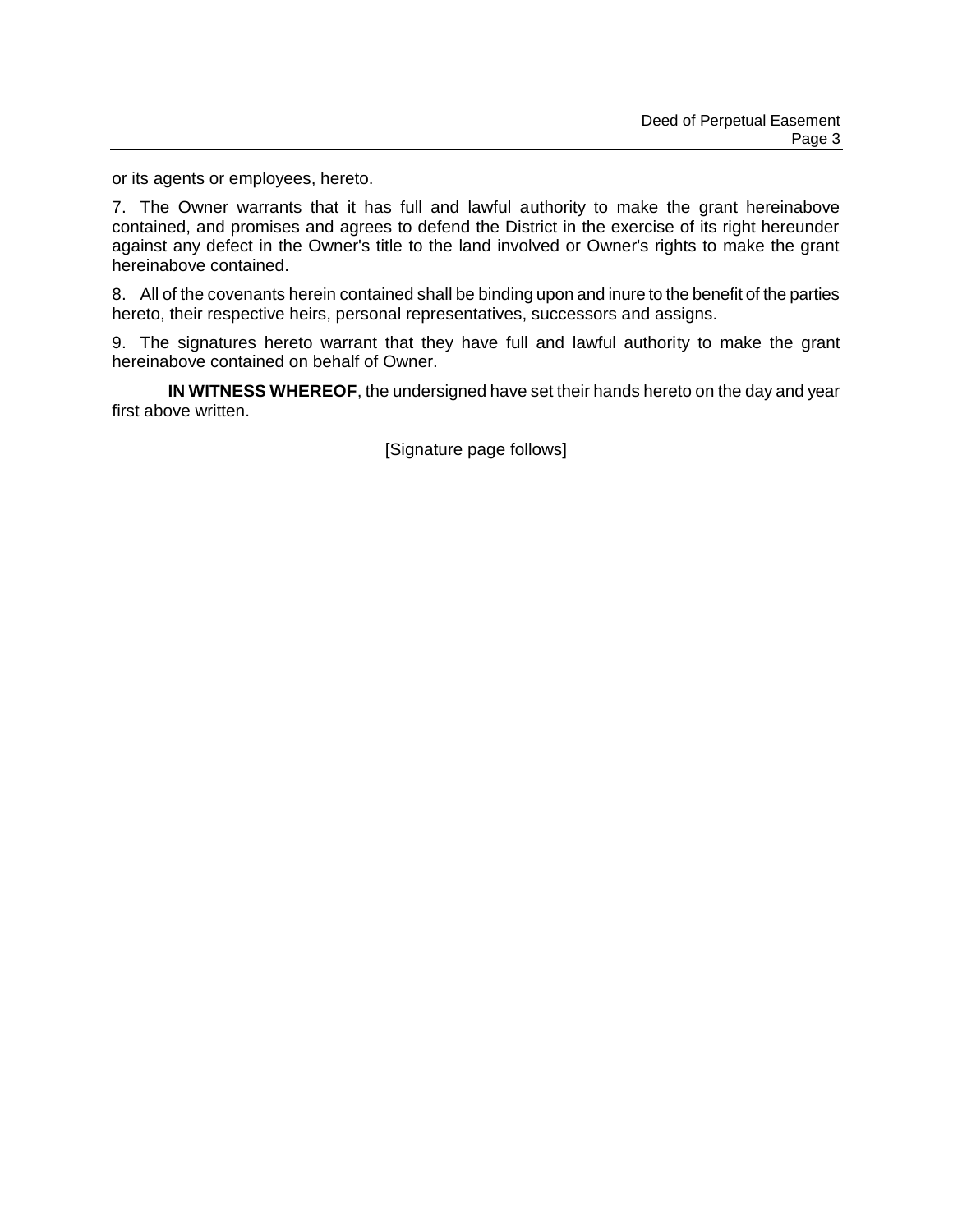or its agents or employees, hereto.

7. The Owner warrants that it has full and lawful authority to make the grant hereinabove contained, and promises and agrees to defend the District in the exercise of its right hereunder against any defect in the Owner's title to the land involved or Owner's rights to make the grant hereinabove contained.

8. All of the covenants herein contained shall be binding upon and inure to the benefit of the parties hereto, their respective heirs, personal representatives, successors and assigns.

9. The signatures hereto warrant that they have full and lawful authority to make the grant hereinabove contained on behalf of Owner.

**IN WITNESS WHEREOF**, the undersigned have set their hands hereto on the day and year first above written.

[Signature page follows]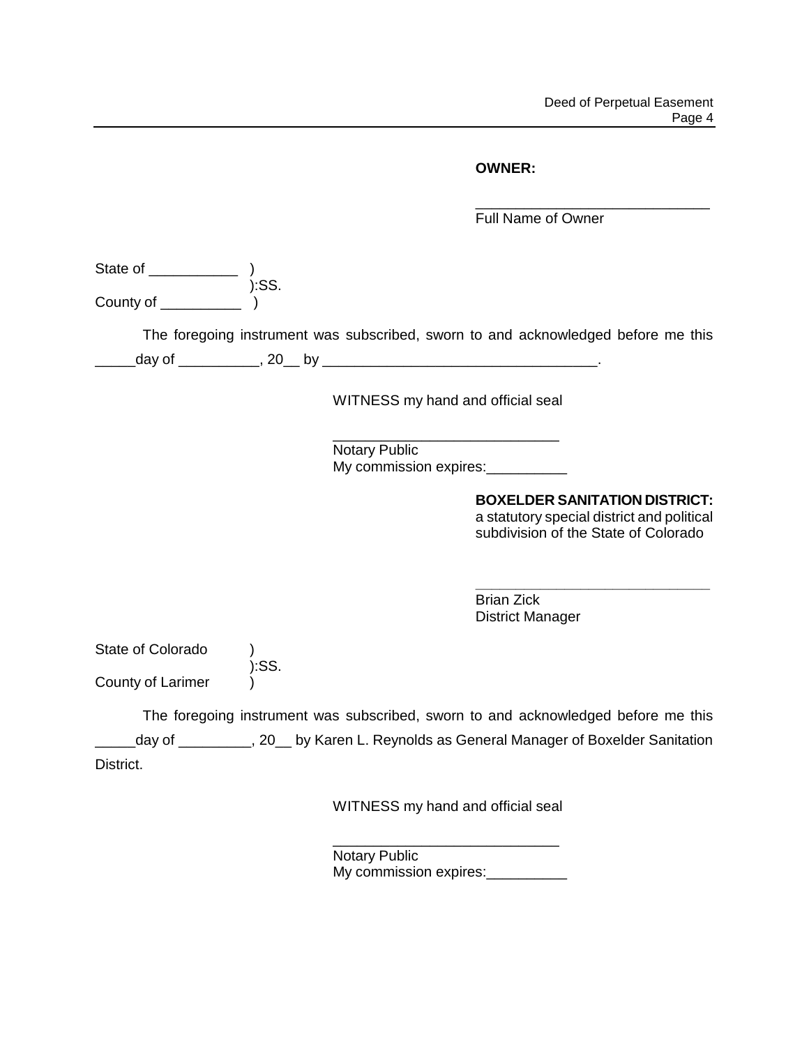**OWNER:**

_____________________________
Full Name of Owner

State of ___________ )
)​:SS.
County of __________ )

The foregoing instrument was subscribed, sworn to and acknowledged before me this _____day of __________, 20__ by __________________________________.

WITNESS my hand and official seal

____________________________
Notary Public
My commission expires:__________

**BOXELDER SANITATION DISTRICT:**
a statutory special district and political subdivision of the State of Colorado

_____________________________
Brian Zick
District Manager

State of Colorado )
)​:SS.
County of Larimer )

The foregoing instrument was subscribed, sworn to and acknowledged before me this _____day of _________, 20__ by Karen L. Reynolds as General Manager of Boxelder Sanitation District.

WITNESS my hand and official seal

____________________________
Notary Public
My commission expires:__________